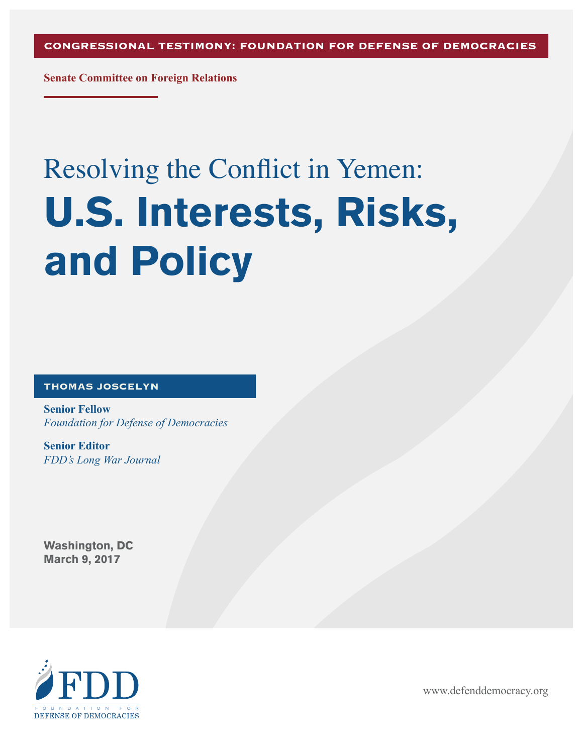CONGRESSIONAL TESTIMONY: FOUNDATION FOR DEFENSE OF DEMOCRACIES

**Senate Committee on Foreign Relations**

# Resolving the Conflict in Yemen: U.S. Interests, Risks, and Policy

**THOMAS JOSCELYN**

**Senior Fellow**
*Foundation for Defense of Democracies*

**Senior Editor**
*FDD's Long War Journal*

**Washington, DC**
**March 9, 2017**

FDD
FOUNDATION FOR DEFENSE OF DEMOCRACIES

www.defenddemocracy.org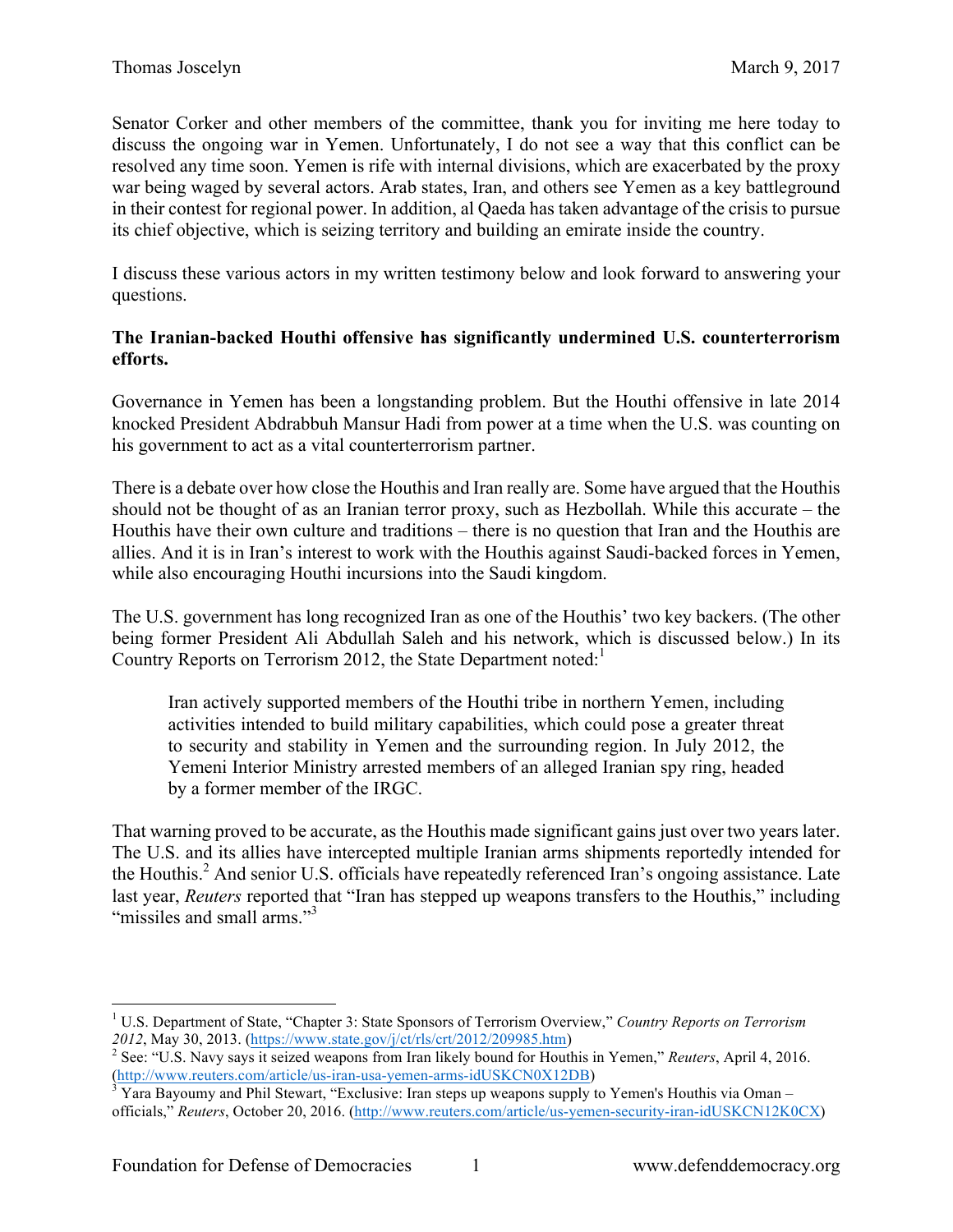Senator Corker and other members of the committee, thank you for inviting me here today to discuss the ongoing war in Yemen. Unfortunately, I do not see a way that this conflict can be resolved any time soon. Yemen is rife with internal divisions, which are exacerbated by the proxy war being waged by several actors. Arab states, Iran, and others see Yemen as a key battleground in their contest for regional power. In addition, al Qaeda has taken advantage of the crisis to pursue its chief objective, which is seizing territory and building an emirate inside the country.

I discuss these various actors in my written testimony below and look forward to answering your questions.

**The Iranian-backed Houthi offensive has significantly undermined U.S. counterterrorism efforts.**

Governance in Yemen has been a longstanding problem. But the Houthi offensive in late 2014 knocked President Abdrabbuh Mansur Hadi from power at a time when the U.S. was counting on his government to act as a vital counterterrorism partner.

There is a debate over how close the Houthis and Iran really are. Some have argued that the Houthis should not be thought of as an Iranian terror proxy, such as Hezbollah. While this accurate – the Houthis have their own culture and traditions – there is no question that Iran and the Houthis are allies. And it is in Iran's interest to work with the Houthis against Saudi-backed forces in Yemen, while also encouraging Houthi incursions into the Saudi kingdom.

The U.S. government has long recognized Iran as one of the Houthis' two key backers. (The other being former President Ali Abdullah Saleh and his network, which is discussed below.) In its Country Reports on Terrorism 2012, the State Department noted:[1]

> Iran actively supported members of the Houthi tribe in northern Yemen, including activities intended to build military capabilities, which could pose a greater threat to security and stability in Yemen and the surrounding region. In July 2012, the Yemeni Interior Ministry arrested members of an alleged Iranian spy ring, headed by a former member of the IRGC.

That warning proved to be accurate, as the Houthis made significant gains just over two years later. The U.S. and its allies have intercepted multiple Iranian arms shipments reportedly intended for the Houthis.[2] And senior U.S. officials have repeatedly referenced Iran's ongoing assistance. Late last year, *Reuters* reported that "Iran has stepped up weapons transfers to the Houthis," including "missiles and small arms."[3]

---

[1] U.S. Department of State, "Chapter 3: State Sponsors of Terrorism Overview," *Country Reports on Terrorism 2012*, May 30, 2013. (https://www.state.gov/j/ct/rls/crt/2012/209985.htm)

[2] See: "U.S. Navy says it seized weapons from Iran likely bound for Houthis in Yemen," *Reuters*, April 4, 2016. (http://www.reuters.com/article/us-iran-usa-yemen-arms-idUSKCN0X12DB)

[3] Yara Bayoumy and Phil Stewart, "Exclusive: Iran steps up weapons supply to Yemen's Houthis via Oman – officials," *Reuters*, October 20, 2016. (http://www.reuters.com/article/us-yemen-security-iran-idUSKCN12K0CX)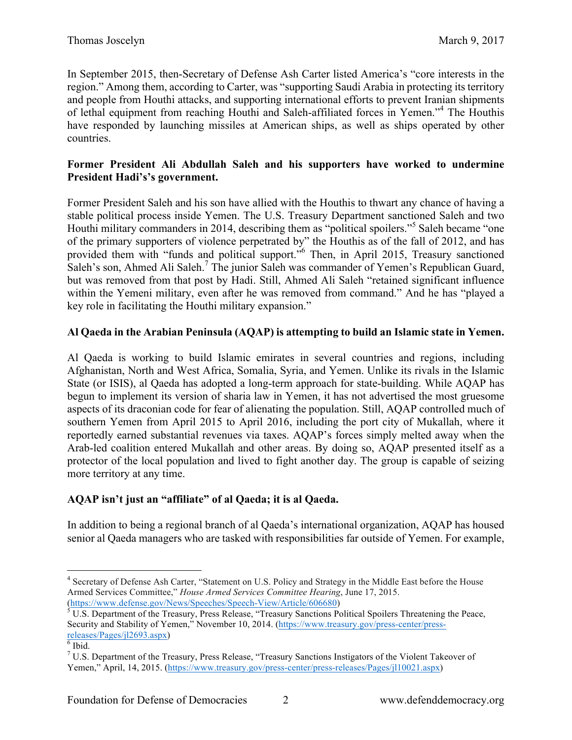In September 2015, then-Secretary of Defense Ash Carter listed America's "core interests in the region." Among them, according to Carter, was "supporting Saudi Arabia in protecting its territory and people from Houthi attacks, and supporting international efforts to prevent Iranian shipments of lethal equipment from reaching Houthi and Saleh-affiliated forces in Yemen."[4] The Houthis have responded by launching missiles at American ships, as well as ships operated by other countries.

**Former President Ali Abdullah Saleh and his supporters have worked to undermine President Hadi's's government.**

Former President Saleh and his son have allied with the Houthis to thwart any chance of having a stable political process inside Yemen. The U.S. Treasury Department sanctioned Saleh and two Houthi military commanders in 2014, describing them as "political spoilers."[5] Saleh became "one of the primary supporters of violence perpetrated by" the Houthis as of the fall of 2012, and has provided them with "funds and political support."[6] Then, in April 2015, Treasury sanctioned Saleh's son, Ahmed Ali Saleh.[7] The junior Saleh was commander of Yemen's Republican Guard, but was removed from that post by Hadi. Still, Ahmed Ali Saleh "retained significant influence within the Yemeni military, even after he was removed from command." And he has "played a key role in facilitating the Houthi military expansion."

**Al Qaeda in the Arabian Peninsula (AQAP) is attempting to build an Islamic state in Yemen.**

Al Qaeda is working to build Islamic emirates in several countries and regions, including Afghanistan, North and West Africa, Somalia, Syria, and Yemen. Unlike its rivals in the Islamic State (or ISIS), al Qaeda has adopted a long-term approach for state-building. While AQAP has begun to implement its version of sharia law in Yemen, it has not advertised the most gruesome aspects of its draconian code for fear of alienating the population. Still, AQAP controlled much of southern Yemen from April 2015 to April 2016, including the port city of Mukallah, where it reportedly earned substantial revenues via taxes. AQAP's forces simply melted away when the Arab-led coalition entered Mukallah and other areas. By doing so, AQAP presented itself as a protector of the local population and lived to fight another day. The group is capable of seizing more territory at any time.

**AQAP isn't just an "affiliate" of al Qaeda; it is al Qaeda.**

In addition to being a regional branch of al Qaeda's international organization, AQAP has housed senior al Qaeda managers who are tasked with responsibilities far outside of Yemen. For example,

---

[4] Secretary of Defense Ash Carter, "Statement on U.S. Policy and Strategy in the Middle East before the House Armed Services Committee," *House Armed Services Committee Hearing*, June 17, 2015. (https://www.defense.gov/News/Speeches/Speech-View/Article/606680)

[5] U.S. Department of the Treasury, Press Release, "Treasury Sanctions Political Spoilers Threatening the Peace, Security and Stability of Yemen," November 10, 2014. (https://www.treasury.gov/press-center/press-releases/Pages/jl2693.aspx)

[6] Ibid.

[7] U.S. Department of the Treasury, Press Release, "Treasury Sanctions Instigators of the Violent Takeover of Yemen," April, 14, 2015. (https://www.treasury.gov/press-center/press-releases/Pages/jl10021.aspx)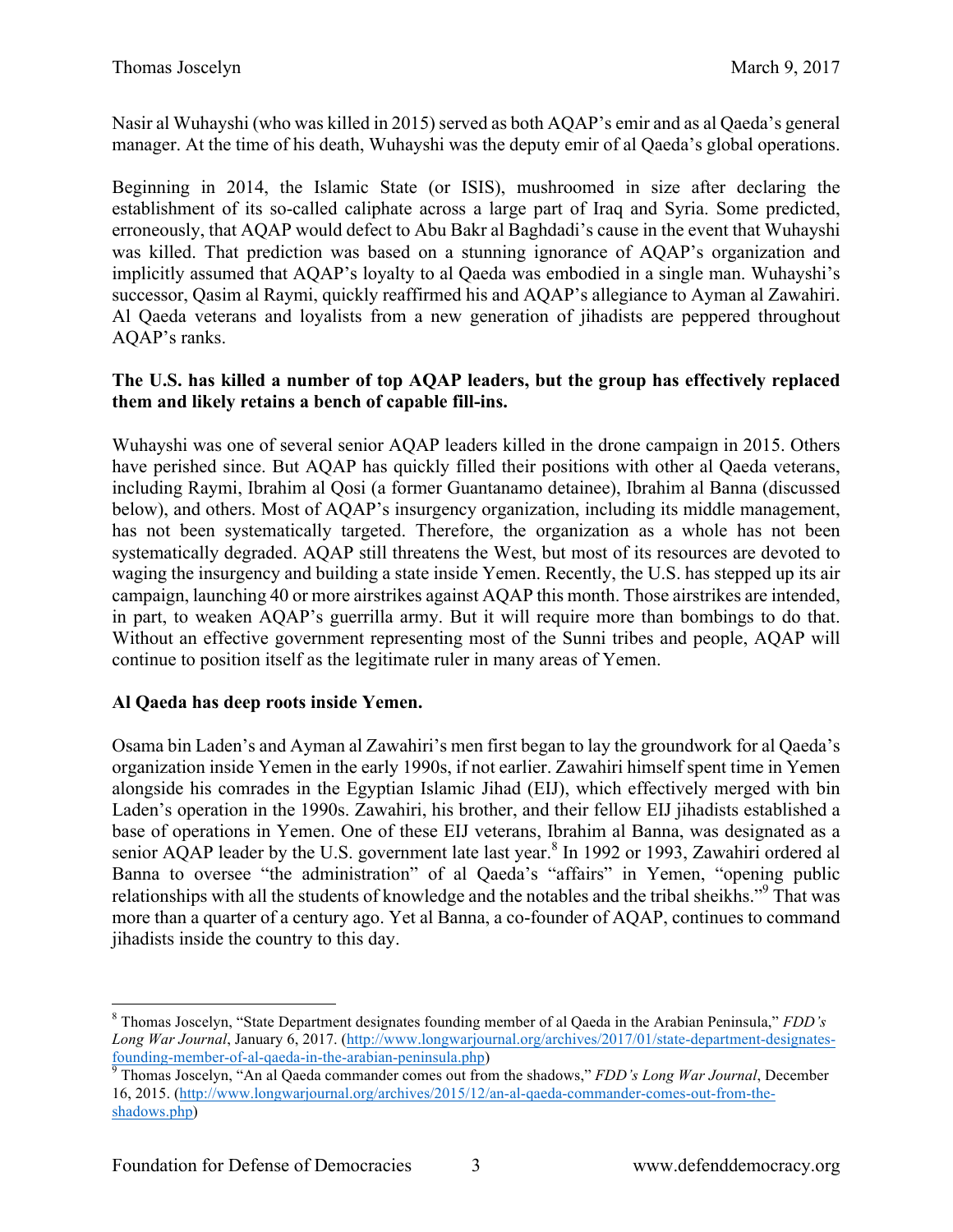Nasir al Wuhayshi (who was killed in 2015) served as both AQAP's emir and as al Qaeda's general manager. At the time of his death, Wuhayshi was the deputy emir of al Qaeda's global operations.

Beginning in 2014, the Islamic State (or ISIS), mushroomed in size after declaring the establishment of its so-called caliphate across a large part of Iraq and Syria. Some predicted, erroneously, that AQAP would defect to Abu Bakr al Baghdadi's cause in the event that Wuhayshi was killed. That prediction was based on a stunning ignorance of AQAP's organization and implicitly assumed that AQAP's loyalty to al Qaeda was embodied in a single man. Wuhayshi's successor, Qasim al Raymi, quickly reaffirmed his and AQAP's allegiance to Ayman al Zawahiri. Al Qaeda veterans and loyalists from a new generation of jihadists are peppered throughout AQAP's ranks.

**The U.S. has killed a number of top AQAP leaders, but the group has effectively replaced them and likely retains a bench of capable fill-ins.**

Wuhayshi was one of several senior AQAP leaders killed in the drone campaign in 2015. Others have perished since. But AQAP has quickly filled their positions with other al Qaeda veterans, including Raymi, Ibrahim al Qosi (a former Guantanamo detainee), Ibrahim al Banna (discussed below), and others. Most of AQAP's insurgency organization, including its middle management, has not been systematically targeted. Therefore, the organization as a whole has not been systematically degraded. AQAP still threatens the West, but most of its resources are devoted to waging the insurgency and building a state inside Yemen. Recently, the U.S. has stepped up its air campaign, launching 40 or more airstrikes against AQAP this month. Those airstrikes are intended, in part, to weaken AQAP's guerrilla army. But it will require more than bombings to do that. Without an effective government representing most of the Sunni tribes and people, AQAP will continue to position itself as the legitimate ruler in many areas of Yemen.

**Al Qaeda has deep roots inside Yemen.**

Osama bin Laden's and Ayman al Zawahiri's men first began to lay the groundwork for al Qaeda's organization inside Yemen in the early 1990s, if not earlier. Zawahiri himself spent time in Yemen alongside his comrades in the Egyptian Islamic Jihad (EIJ), which effectively merged with bin Laden's operation in the 1990s. Zawahiri, his brother, and their fellow EIJ jihadists established a base of operations in Yemen. One of these EIJ veterans, Ibrahim al Banna, was designated as a senior AQAP leader by the U.S. government late last year.[8] In 1992 or 1993, Zawahiri ordered al Banna to oversee "the administration" of al Qaeda's "affairs" in Yemen, "opening public relationships with all the students of knowledge and the notables and the tribal sheikhs."[9] That was more than a quarter of a century ago. Yet al Banna, a co-founder of AQAP, continues to command jihadists inside the country to this day.

---

[8] Thomas Joscelyn, "State Department designates founding member of al Qaeda in the Arabian Peninsula," *FDD's Long War Journal*, January 6, 2017. (http://www.longwarjournal.org/archives/2017/01/state-department-designates-founding-member-of-al-qaeda-in-the-arabian-peninsula.php)

[9] Thomas Joscelyn, "An al Qaeda commander comes out from the shadows," *FDD's Long War Journal*, December 16, 2015. (http://www.longwarjournal.org/archives/2015/12/an-al-qaeda-commander-comes-out-from-the-shadows.php)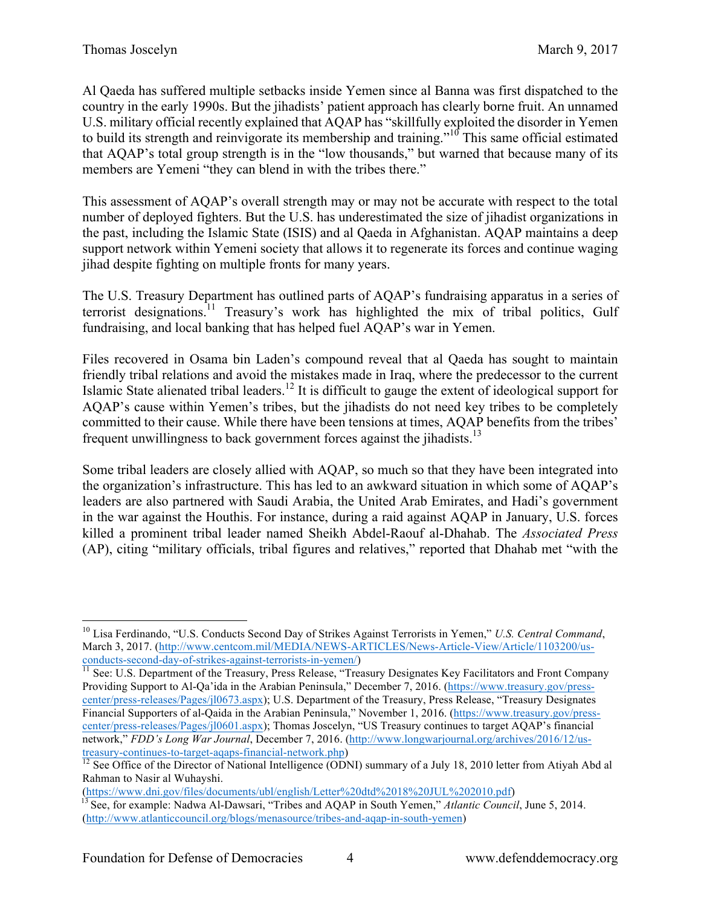Al Qaeda has suffered multiple setbacks inside Yemen since al Banna was first dispatched to the country in the early 1990s. But the jihadists' patient approach has clearly borne fruit. An unnamed U.S. military official recently explained that AQAP has "skillfully exploited the disorder in Yemen to build its strength and reinvigorate its membership and training."[10] This same official estimated that AQAP's total group strength is in the "low thousands," but warned that because many of its members are Yemeni "they can blend in with the tribes there."

This assessment of AQAP's overall strength may or may not be accurate with respect to the total number of deployed fighters. But the U.S. has underestimated the size of jihadist organizations in the past, including the Islamic State (ISIS) and al Qaeda in Afghanistan. AQAP maintains a deep support network within Yemeni society that allows it to regenerate its forces and continue waging jihad despite fighting on multiple fronts for many years.

The U.S. Treasury Department has outlined parts of AQAP's fundraising apparatus in a series of terrorist designations.[11] Treasury's work has highlighted the mix of tribal politics, Gulf fundraising, and local banking that has helped fuel AQAP's war in Yemen.

Files recovered in Osama bin Laden's compound reveal that al Qaeda has sought to maintain friendly tribal relations and avoid the mistakes made in Iraq, where the predecessor to the current Islamic State alienated tribal leaders.[12] It is difficult to gauge the extent of ideological support for AQAP's cause within Yemen's tribes, but the jihadists do not need key tribes to be completely committed to their cause. While there have been tensions at times, AQAP benefits from the tribes' frequent unwillingness to back government forces against the jihadists.[13]

Some tribal leaders are closely allied with AQAP, so much so that they have been integrated into the organization's infrastructure. This has led to an awkward situation in which some of AQAP's leaders are also partnered with Saudi Arabia, the United Arab Emirates, and Hadi's government in the war against the Houthis. For instance, during a raid against AQAP in January, U.S. forces killed a prominent tribal leader named Sheikh Abdel-Raouf al-Dhahab. The *Associated Press* (AP), citing "military officials, tribal figures and relatives," reported that Dhahab met "with the

---

[10] Lisa Ferdinando, "U.S. Conducts Second Day of Strikes Against Terrorists in Yemen," *U.S. Central Command*, March 3, 2017. (http://www.centcom.mil/MEDIA/NEWS-ARTICLES/News-Article-View/Article/1103200/us-conducts-second-day-of-strikes-against-terrorists-in-yemen/)

[11] See: U.S. Department of the Treasury, Press Release, "Treasury Designates Key Facilitators and Front Company Providing Support to Al-Qa'ida in the Arabian Peninsula," December 7, 2016. (https://www.treasury.gov/press-center/press-releases/Pages/jl0673.aspx); U.S. Department of the Treasury, Press Release, "Treasury Designates Financial Supporters of al-Qaida in the Arabian Peninsula," November 1, 2016. (https://www.treasury.gov/press-center/press-releases/Pages/jl0601.aspx); Thomas Joscelyn, "US Treasury continues to target AQAP's financial network," *FDD's Long War Journal*, December 7, 2016. (http://www.longwarjournal.org/archives/2016/12/us-treasury-continues-to-target-aqaps-financial-network.php)

[12] See Office of the Director of National Intelligence (ODNI) summary of a July 18, 2010 letter from Atiyah Abd al Rahman to Nasir al Wuhayshi. (https://www.dni.gov/files/documents/ubl/english/Letter%20dtd%2018%20JUL%202010.pdf)

[13] See, for example: Nadwa Al-Dawsari, "Tribes and AQAP in South Yemen," *Atlantic Council*, June 5, 2014. (http://www.atlanticcouncil.org/blogs/menasource/tribes-and-aqap-in-south-yemen)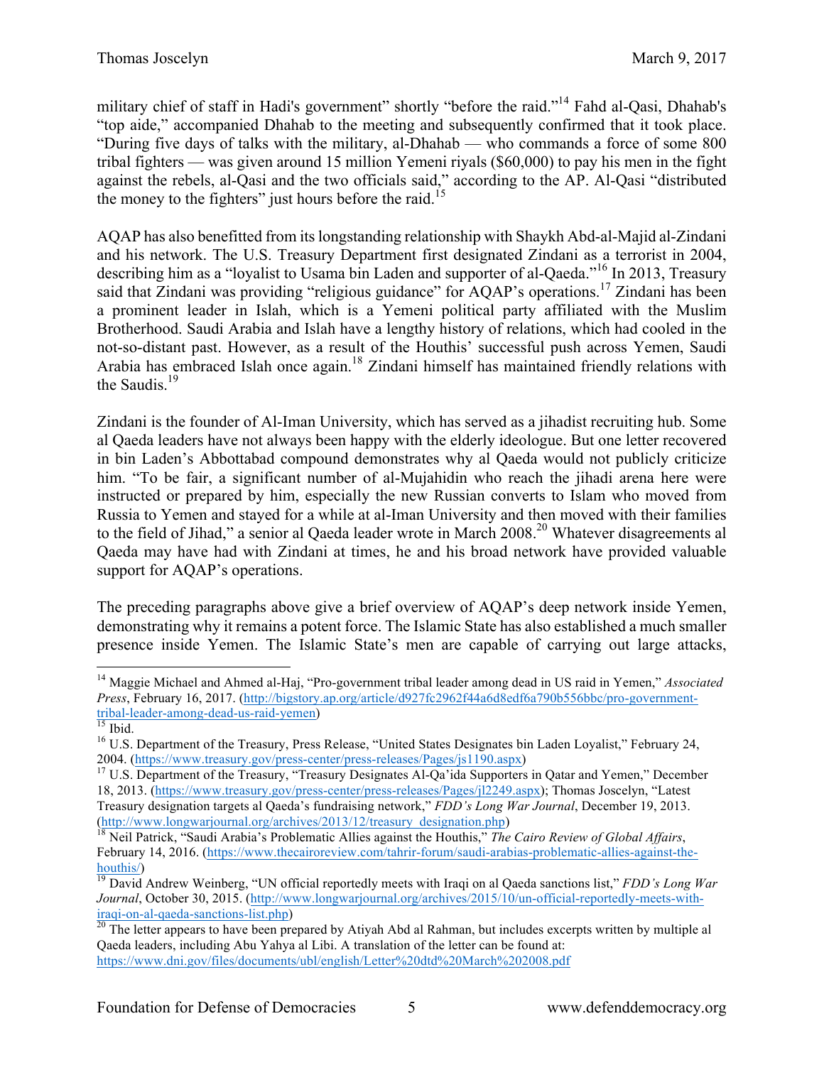military chief of staff in Hadi's government" shortly "before the raid."[14] Fahd al-Qasi, Dhahab's "top aide," accompanied Dhahab to the meeting and subsequently confirmed that it took place. "During five days of talks with the military, al-Dhahab — who commands a force of some 800 tribal fighters — was given around 15 million Yemeni riyals ($60,000) to pay his men in the fight against the rebels, al-Qasi and the two officials said," according to the AP. Al-Qasi "distributed the money to the fighters" just hours before the raid.[15]

AQAP has also benefitted from its longstanding relationship with Shaykh Abd-al-Majid al-Zindani and his network. The U.S. Treasury Department first designated Zindani as a terrorist in 2004, describing him as a "loyalist to Usama bin Laden and supporter of al-Qaeda."[16] In 2013, Treasury said that Zindani was providing "religious guidance" for AQAP's operations.[17] Zindani has been a prominent leader in Islah, which is a Yemeni political party affiliated with the Muslim Brotherhood. Saudi Arabia and Islah have a lengthy history of relations, which had cooled in the not-so-distant past. However, as a result of the Houthis' successful push across Yemen, Saudi Arabia has embraced Islah once again.[18] Zindani himself has maintained friendly relations with the Saudis.[19]

Zindani is the founder of Al-Iman University, which has served as a jihadist recruiting hub. Some al Qaeda leaders have not always been happy with the elderly ideologue. But one letter recovered in bin Laden's Abbottabad compound demonstrates why al Qaeda would not publicly criticize him. "To be fair, a significant number of al-Mujahidin who reach the jihadi arena here were instructed or prepared by him, especially the new Russian converts to Islam who moved from Russia to Yemen and stayed for a while at al-Iman University and then moved with their families to the field of Jihad," a senior al Qaeda leader wrote in March 2008.[20] Whatever disagreements al Qaeda may have had with Zindani at times, he and his broad network have provided valuable support for AQAP's operations.

The preceding paragraphs above give a brief overview of AQAP's deep network inside Yemen, demonstrating why it remains a potent force. The Islamic State has also established a much smaller presence inside Yemen. The Islamic State's men are capable of carrying out large attacks,

---

[14] Maggie Michael and Ahmed al-Haj, "Pro-government tribal leader among dead in US raid in Yemen," *Associated Press*, February 16, 2017. (http://bigstory.ap.org/article/d927fc2962f44a6d8edf6a790b556bbc/pro-government-tribal-leader-among-dead-us-raid-yemen)

[15] Ibid.

[16] U.S. Department of the Treasury, Press Release, "United States Designates bin Laden Loyalist," February 24, 2004. (https://www.treasury.gov/press-center/press-releases/Pages/js1190.aspx)

[17] U.S. Department of the Treasury, "Treasury Designates Al-Qa'ida Supporters in Qatar and Yemen," December 18, 2013. (https://www.treasury.gov/press-center/press-releases/Pages/jl2249.aspx); Thomas Joscelyn, "Latest Treasury designation targets al Qaeda's fundraising network," *FDD's Long War Journal*, December 19, 2013. (http://www.longwarjournal.org/archives/2013/12/treasury_designation.php)

[18] Neil Patrick, "Saudi Arabia's Problematic Allies against the Houthis," *The Cairo Review of Global Affairs*, February 14, 2016. (https://www.thecairoreview.com/tahrir-forum/saudi-arabias-problematic-allies-against-the-houthis/)

[19] David Andrew Weinberg, "UN official reportedly meets with Iraqi on al Qaeda sanctions list," *FDD's Long War Journal*, October 30, 2015. (http://www.longwarjournal.org/archives/2015/10/un-official-reportedly-meets-with-iraqi-on-al-qaeda-sanctions-list.php)

[20] The letter appears to have been prepared by Atiyah Abd al Rahman, but includes excerpts written by multiple al Qaeda leaders, including Abu Yahya al Libi. A translation of the letter can be found at: https://www.dni.gov/files/documents/ubl/english/Letter%20dtd%20March%202008.pdf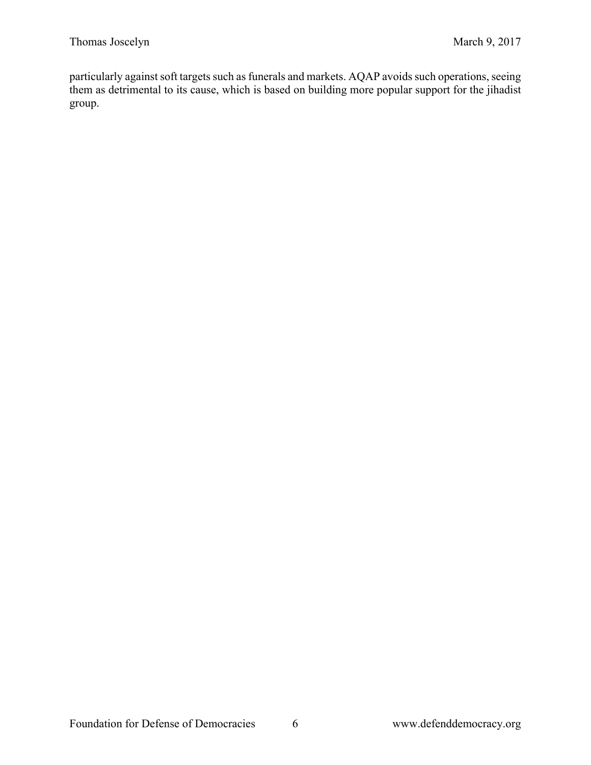particularly against soft targets such as funerals and markets. AQAP avoids such operations, seeing them as detrimental to its cause, which is based on building more popular support for the jihadist group.